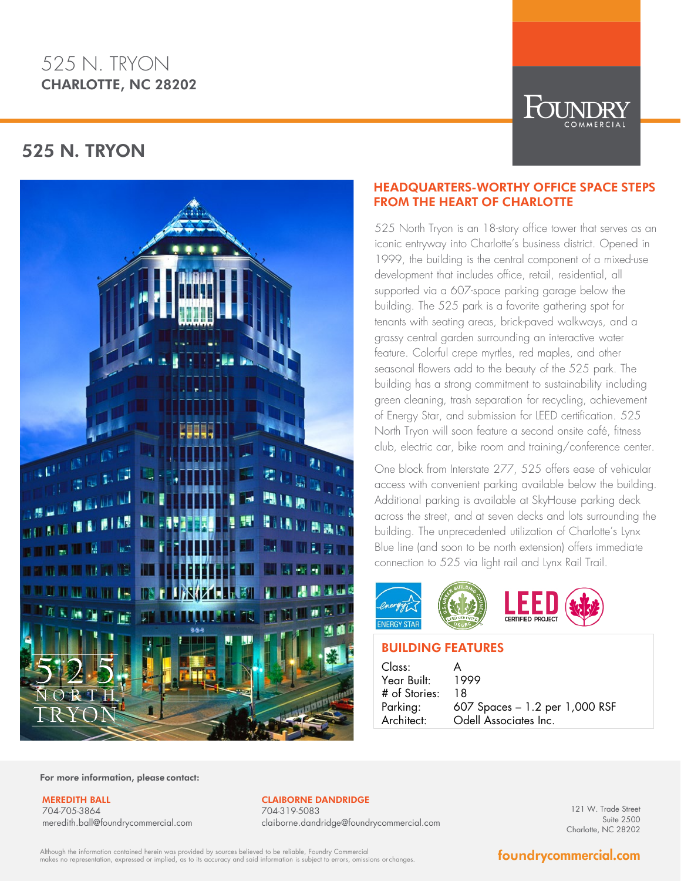# 525 N. TRYON

**CHARLOTTE, NC 28202**

FOUNDRY COMMERCIAL

## 525 N. TRYON

### HEADQUARTERS-WORTHY OFFICE SPACE STEPS FROM THE HEART OF CHARLOTTE

525 North Tryon is an 18-story office tower that serves as an iconic entryway into Charlotte's business district. Opened in 1999, the building is the central component of a mixed-use development that includes office, retail, residential, all supported via a 607-space parking garage below the building. The 525 park is a favorite gathering spot for tenants with seating areas, brick-paved walkways, and a grassy central garden surrounding an interactive water feature. Colorful crepe myrtles, red maples, and other seasonal flowers add to the beauty of the 525 park. The building has a strong commitment to sustainability including green cleaning, trash separation for recycling, achievement of Energy Star, and submission for LEED certification. 525 North Tryon will soon feature a second onsite café, fitness club, electric car, bike room and training/conference center.

One block from Interstate 277, 525 offers ease of vehicular access with convenient parking available below the building. Additional parking is available at SkyHouse parking deck across the street, and at seven decks and lots surrounding the building. The unprecedented utilization of Charlotte's Lynx Blue line (and soon to be north extension) offers immediate connection to 525 via light rail and Lynx Rail Trail.

ENERGY STAR | LEED CERTIFIED PROJECT

### BUILDING FEATURES

| | |
|---|---|
| Class: | A |
| Year Built: | 1999 |
| # of Stories: | 18 |
| Parking: | 607 Spaces – 1.2 per 1,000 RSF |
| Architect: | Odell Associates Inc. |

**For more information, please contact:**

**MEREDITH BALL**
704-705-3864
meredith.ball@foundrycommercial.com

**CLAIBORNE DANDRIDGE**
704-319-5083
claiborne.dandridge@foundrycommercial.com

121 W. Trade Street
Suite 2500
Charlotte, NC 28202

Although the information contained herein was provided by sources believed to be reliable, Foundry Commercial makes no representation, expressed or implied, as to its accuracy and said information is subject to errors, omissions or changes.

foundrycommercial.com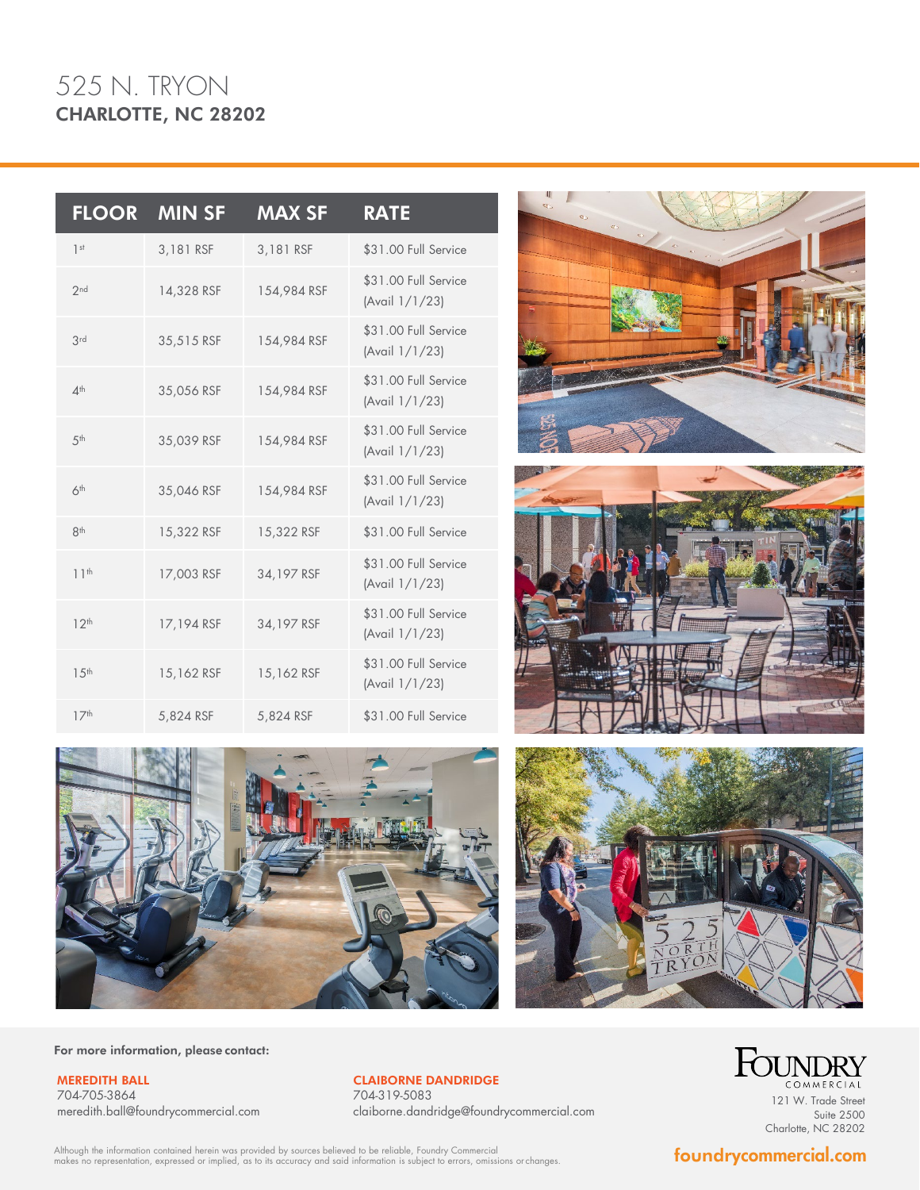# 525 N. TRYON

## CHARLOTTE, NC 28202

| FLOOR | MIN SF | MAX SF | RATE |
|---|---|---|---|
| 1st | 3,181 RSF | 3,181 RSF | $31.00 Full Service |
| 2nd | 14,328 RSF | 154,984 RSF | $31.00 Full Service (Avail 1/1/23) |
| 3rd | 35,515 RSF | 154,984 RSF | $31.00 Full Service (Avail 1/1/23) |
| 4th | 35,056 RSF | 154,984 RSF | $31.00 Full Service (Avail 1/1/23) |
| 5th | 35,039 RSF | 154,984 RSF | $31.00 Full Service (Avail 1/1/23) |
| 6th | 35,046 RSF | 154,984 RSF | $31.00 Full Service (Avail 1/1/23) |
| 8th | 15,322 RSF | 15,322 RSF | $31.00 Full Service |
| 11th | 17,003 RSF | 34,197 RSF | $31.00 Full Service (Avail 1/1/23) |
| 12th | 17,194 RSF | 34,197 RSF | $31.00 Full Service (Avail 1/1/23) |
| 15th | 15,162 RSF | 15,162 RSF | $31.00 Full Service (Avail 1/1/23) |
| 17th | 5,824 RSF | 5,824 RSF | $31.00 Full Service |

**For more information, please contact:**

**MEREDITH BALL**
704-705-3864
meredith.ball@foundrycommercial.com

**CLAIBORNE DANDRIDGE**
704-319-5083
claiborne.dandridge@foundrycommercial.com

FOUNDRY COMMERCIAL
121 W. Trade Street
Suite 2500
Charlotte, NC 28202

Although the information contained herein was provided by sources believed to be reliable, Foundry Commercial makes no representation, expressed or implied, as to its accuracy and said information is subject to errors, omissions or changes.

foundrycommercial.com